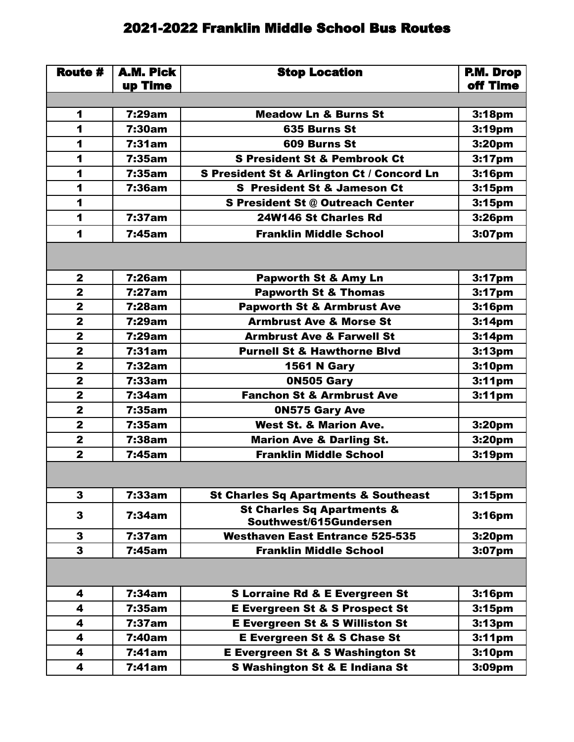# 2021-2022 Franklin Middle School Bus Routes

| Route # | A.M. Pick up Time | Stop Location | P.M. Drop off Time |
|---|---|---|---|
| | | | |
| 1 | 7:29am | Meadow Ln & Burns St | 3:18pm |
| 1 | 7:30am | 635 Burns St | 3:19pm |
| 1 | 7:31am | 609 Burns St | 3:20pm |
| 1 | 7:35am | S President St & Pembrook Ct | 3:17pm |
| 1 | 7:35am | S President St & Arlington Ct / Concord Ln | 3:16pm |
| 1 | 7:36am | S President St & Jameson Ct | 3:15pm |
| 1 | | S President St @ Outreach Center | 3:15pm |
| 1 | 7:37am | 24W146 St Charles Rd | 3:26pm |
| 1 | 7:45am | Franklin Middle School | 3:07pm |
| | | | |
| 2 | 7:26am | Papworth St & Amy Ln | 3:17pm |
| 2 | 7:27am | Papworth St & Thomas | 3:17pm |
| 2 | 7:28am | Papworth St & Armbrust Ave | 3:16pm |
| 2 | 7:29am | Armbrust Ave & Morse St | 3:14pm |
| 2 | 7:29am | Armbrust Ave & Farwell St | 3:14pm |
| 2 | 7:31am | Purnell St & Hawthorne Blvd | 3:13pm |
| 2 | 7:32am | 1561 N Gary | 3:10pm |
| 2 | 7:33am | 0N505 Gary | 3:11pm |
| 2 | 7:34am | Fanchon St & Armbrust Ave | 3:11pm |
| 2 | 7:35am | 0N575 Gary Ave | |
| 2 | 7:35am | West St. & Marion Ave. | 3:20pm |
| 2 | 7:38am | Marion Ave & Darling St. | 3:20pm |
| 2 | 7:45am | Franklin Middle School | 3:19pm |
| | | | |
| 3 | 7:33am | St Charles Sq Apartments & Southeast | 3:15pm |
| 3 | 7:34am | St Charles Sq Apartments & Southwest/615Gundersen | 3:16pm |
| 3 | 7:37am | Westhaven East Entrance 525-535 | 3:20pm |
| 3 | 7:45am | Franklin Middle School | 3:07pm |
| | | | |
| 4 | 7:34am | S Lorraine Rd & E Evergreen St | 3:16pm |
| 4 | 7:35am | E Evergreen St & S Prospect St | 3:15pm |
| 4 | 7:37am | E Evergreen St & S Williston St | 3:13pm |
| 4 | 7:40am | E Evergreen St & S Chase St | 3:11pm |
| 4 | 7:41am | E Evergreen St & S Washington St | 3:10pm |
| 4 | 7:41am | S Washington St & E Indiana St | 3:09pm |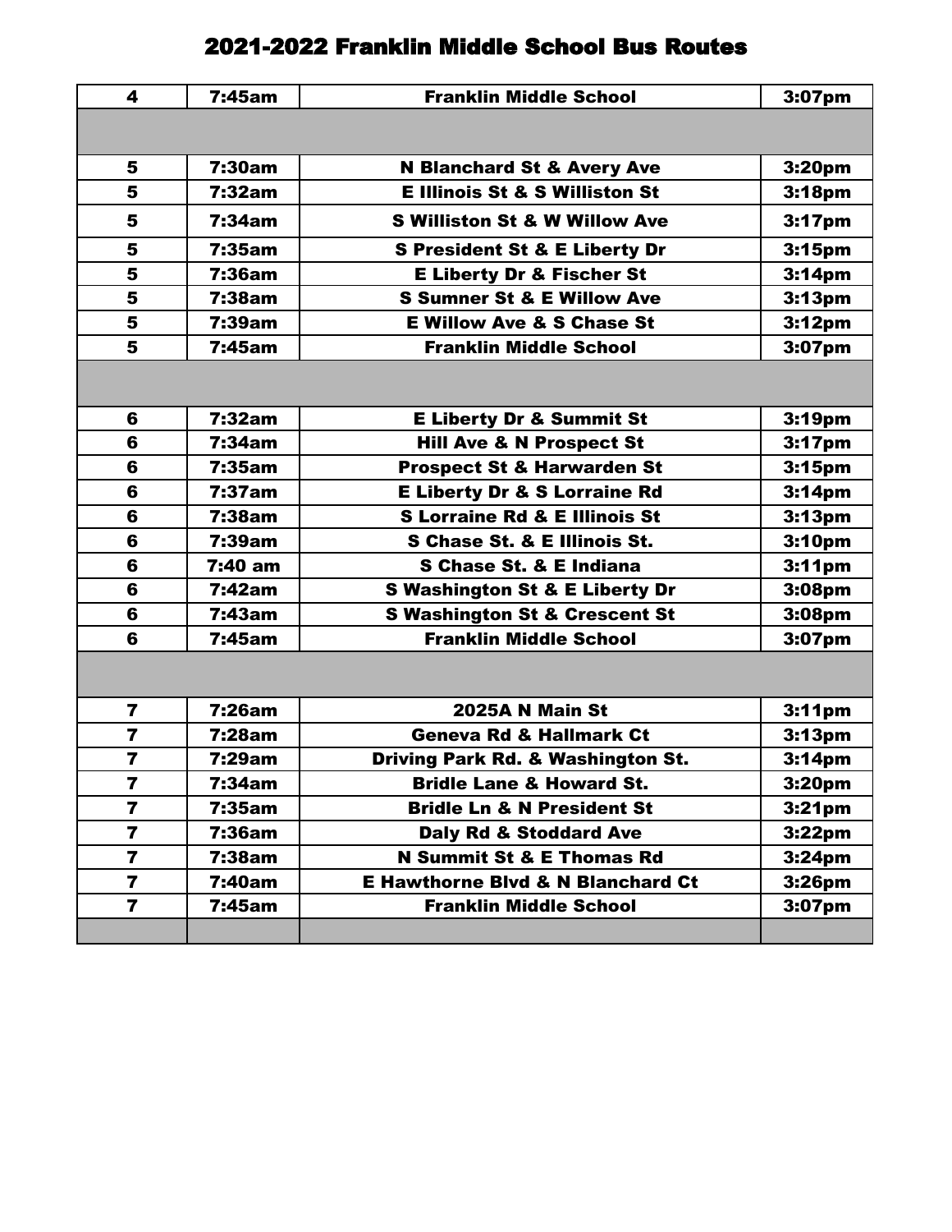# 2021-2022 Franklin Middle School Bus Routes

| | | | |
|---|---|---|---|
| 4 | 7:45am | Franklin Middle School | 3:07pm |
| | | | |
| 5 | 7:30am | N Blanchard St & Avery Ave | 3:20pm |
| 5 | 7:32am | E Illinois St & S Williston St | 3:18pm |
| 5 | 7:34am | S Williston St & W Willow Ave | 3:17pm |
| 5 | 7:35am | S President St & E Liberty Dr | 3:15pm |
| 5 | 7:36am | E Liberty Dr & Fischer St | 3:14pm |
| 5 | 7:38am | S Sumner St & E Willow Ave | 3:13pm |
| 5 | 7:39am | E Willow Ave & S Chase St | 3:12pm |
| 5 | 7:45am | Franklin Middle School | 3:07pm |
| | | | |
| 6 | 7:32am | E Liberty Dr & Summit St | 3:19pm |
| 6 | 7:34am | Hill Ave & N Prospect St | 3:17pm |
| 6 | 7:35am | Prospect St & Harwarden St | 3:15pm |
| 6 | 7:37am | E Liberty Dr & S Lorraine Rd | 3:14pm |
| 6 | 7:38am | S Lorraine Rd & E Illinois St | 3:13pm |
| 6 | 7:39am | S Chase St. & E Illinois St. | 3:10pm |
| 6 | 7:40 am | S Chase St. & E Indiana | 3:11pm |
| 6 | 7:42am | S Washington St & E Liberty Dr | 3:08pm |
| 6 | 7:43am | S Washington St & Crescent St | 3:08pm |
| 6 | 7:45am | Franklin Middle School | 3:07pm |
| | | | |
| 7 | 7:26am | 2025A N Main St | 3:11pm |
| 7 | 7:28am | Geneva Rd & Hallmark Ct | 3:13pm |
| 7 | 7:29am | Driving Park Rd. & Washington St. | 3:14pm |
| 7 | 7:34am | Bridle Lane & Howard St. | 3:20pm |
| 7 | 7:35am | Bridle Ln & N President St | 3:21pm |
| 7 | 7:36am | Daly Rd & Stoddard Ave | 3:22pm |
| 7 | 7:38am | N Summit St & E Thomas Rd | 3:24pm |
| 7 | 7:40am | E Hawthorne Blvd & N Blanchard Ct | 3:26pm |
| 7 | 7:45am | Franklin Middle School | 3:07pm |
| | | | |